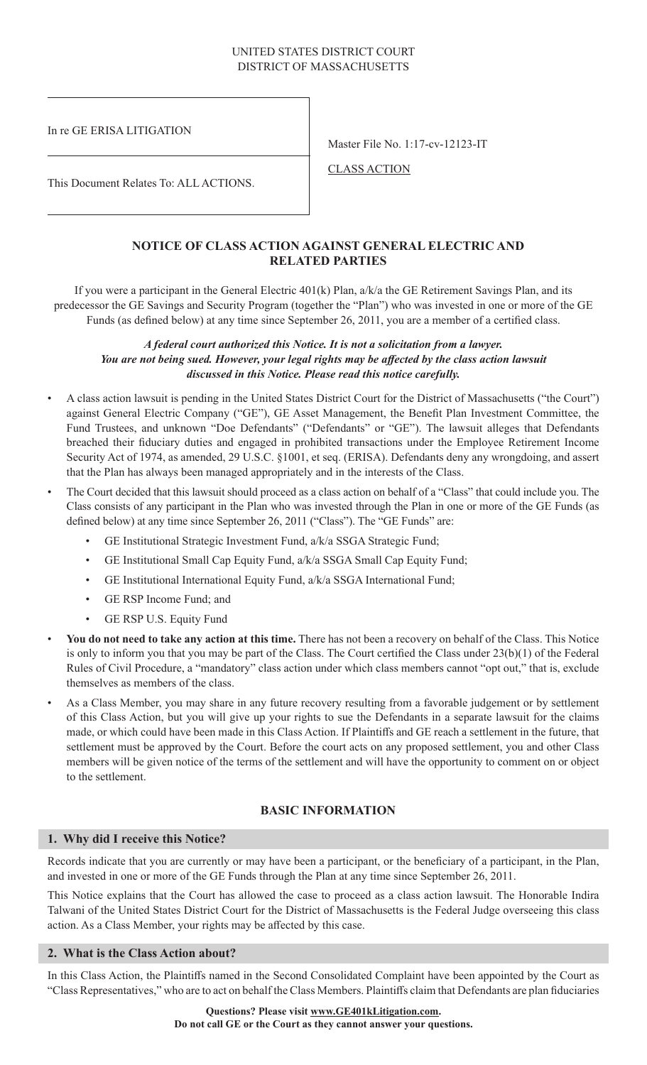UNITED STATES DISTRICT COURT
DISTRICT OF MASSACHUSETTS

| | |
|---|---|
| In re GE ERISA LITIGATION | Master File No. 1:17-cv-12123-IT |
| This Document Relates To: ALL ACTIONS. | CLASS ACTION |

## NOTICE OF CLASS ACTION AGAINST GENERAL ELECTRIC AND RELATED PARTIES

If you were a participant in the General Electric 401(k) Plan, a/k/a the GE Retirement Savings Plan, and its predecessor the GE Savings and Security Program (together the "Plan") who was invested in one or more of the GE Funds (as defined below) at any time since September 26, 2011, you are a member of a certified class.

***A federal court authorized this Notice. It is not a solicitation from a lawyer. You are not being sued. However, your legal rights may be affected by the class action lawsuit discussed in this Notice. Please read this notice carefully.***

- A class action lawsuit is pending in the United States District Court for the District of Massachusetts ("the Court") against General Electric Company ("GE"), GE Asset Management, the Benefit Plan Investment Committee, the Fund Trustees, and unknown "Doe Defendants" ("Defendants" or "GE"). The lawsuit alleges that Defendants breached their fiduciary duties and engaged in prohibited transactions under the Employee Retirement Income Security Act of 1974, as amended, 29 U.S.C. §1001, et seq. (ERISA). Defendants deny any wrongdoing, and assert that the Plan has always been managed appropriately and in the interests of the Class.
- The Court decided that this lawsuit should proceed as a class action on behalf of a "Class" that could include you. The Class consists of any participant in the Plan who was invested through the Plan in one or more of the GE Funds (as defined below) at any time since September 26, 2011 ("Class"). The "GE Funds" are:
  - GE Institutional Strategic Investment Fund, a/k/a SSGA Strategic Fund;
  - GE Institutional Small Cap Equity Fund, a/k/a SSGA Small Cap Equity Fund;
  - GE Institutional International Equity Fund, a/k/a SSGA International Fund;
  - GE RSP Income Fund; and
  - GE RSP U.S. Equity Fund
- **You do not need to take any action at this time.** There has not been a recovery on behalf of the Class. This Notice is only to inform you that you may be part of the Class. The Court certified the Class under 23(b)(1) of the Federal Rules of Civil Procedure, a "mandatory" class action under which class members cannot "opt out," that is, exclude themselves as members of the class.
- As a Class Member, you may share in any future recovery resulting from a favorable judgement or by settlement of this Class Action, but you will give up your rights to sue the Defendants in a separate lawsuit for the claims made, or which could have been made in this Class Action. If Plaintiffs and GE reach a settlement in the future, that settlement must be approved by the Court. Before the court acts on any proposed settlement, you and other Class members will be given notice of the terms of the settlement and will have the opportunity to comment on or object to the settlement.

## BASIC INFORMATION

### 1. Why did I receive this Notice?

Records indicate that you are currently or may have been a participant, or the beneficiary of a participant, in the Plan, and invested in one or more of the GE Funds through the Plan at any time since September 26, 2011.

This Notice explains that the Court has allowed the case to proceed as a class action lawsuit. The Honorable Indira Talwani of the United States District Court for the District of Massachusetts is the Federal Judge overseeing this class action. As a Class Member, your rights may be affected by this case.

### 2. What is the Class Action about?

In this Class Action, the Plaintiffs named in the Second Consolidated Complaint have been appointed by the Court as "Class Representatives," who are to act on behalf the Class Members. Plaintiffs claim that Defendants are plan fiduciaries

**Questions? Please visit www.GE401kLitigation.com.**
**Do not call GE or the Court as they cannot answer your questions.**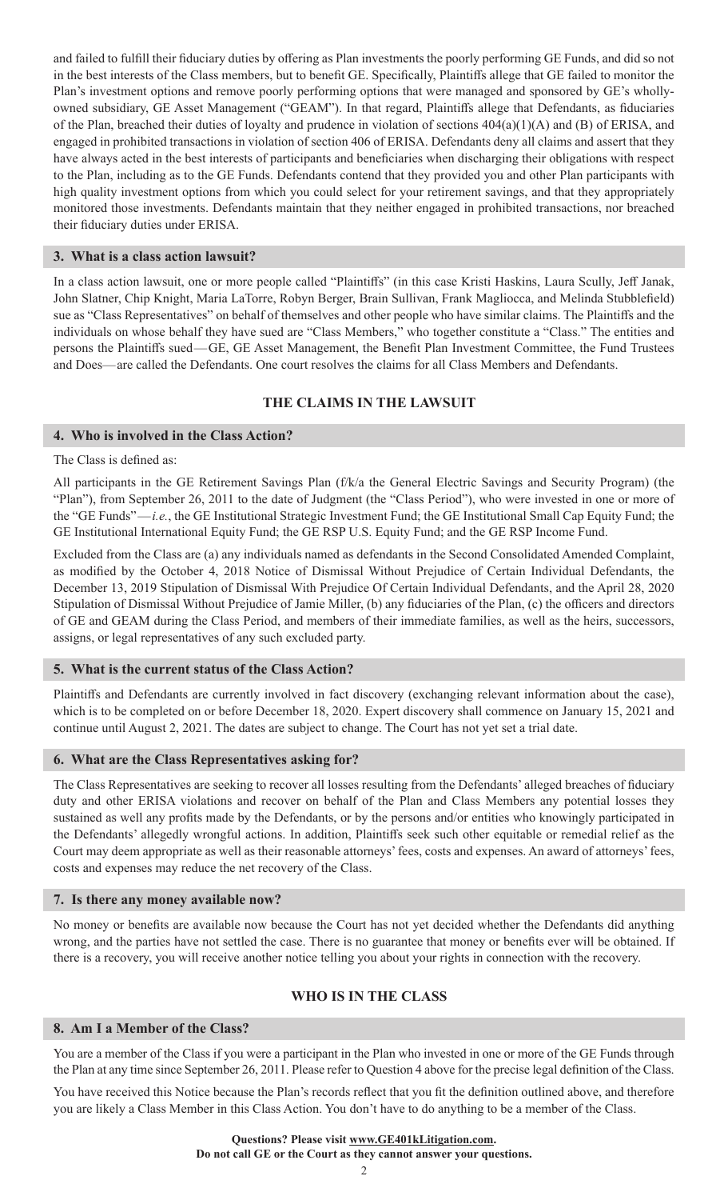and failed to fulfill their fiduciary duties by offering as Plan investments the poorly performing GE Funds, and did so not in the best interests of the Class members, but to benefit GE. Specifically, Plaintiffs allege that GE failed to monitor the Plan's investment options and remove poorly performing options that were managed and sponsored by GE's wholly-owned subsidiary, GE Asset Management ("GEAM"). In that regard, Plaintiffs allege that Defendants, as fiduciaries of the Plan, breached their duties of loyalty and prudence in violation of sections 404(a)(1)(A) and (B) of ERISA, and engaged in prohibited transactions in violation of section 406 of ERISA. Defendants deny all claims and assert that they have always acted in the best interests of participants and beneficiaries when discharging their obligations with respect to the Plan, including as to the GE Funds. Defendants contend that they provided you and other Plan participants with high quality investment options from which you could select for your retirement savings, and that they appropriately monitored those investments. Defendants maintain that they neither engaged in prohibited transactions, nor breached their fiduciary duties under ERISA.

### 3. What is a class action lawsuit?

In a class action lawsuit, one or more people called "Plaintiffs" (in this case Kristi Haskins, Laura Scully, Jeff Janak, John Slatner, Chip Knight, Maria LaTorre, Robyn Berger, Brain Sullivan, Frank Magliocca, and Melinda Stubblefield) sue as "Class Representatives" on behalf of themselves and other people who have similar claims. The Plaintiffs and the individuals on whose behalf they have sued are "Class Members," who together constitute a "Class." The entities and persons the Plaintiffs sued—GE, GE Asset Management, the Benefit Plan Investment Committee, the Fund Trustees and Does—are called the Defendants. One court resolves the claims for all Class Members and Defendants.

## THE CLAIMS IN THE LAWSUIT

### 4. Who is involved in the Class Action?

The Class is defined as:

All participants in the GE Retirement Savings Plan (f/k/a the General Electric Savings and Security Program) (the "Plan"), from September 26, 2011 to the date of Judgment (the "Class Period"), who were invested in one or more of the "GE Funds"—*i.e.*, the GE Institutional Strategic Investment Fund; the GE Institutional Small Cap Equity Fund; the GE Institutional International Equity Fund; the GE RSP U.S. Equity Fund; and the GE RSP Income Fund.

Excluded from the Class are (a) any individuals named as defendants in the Second Consolidated Amended Complaint, as modified by the October 4, 2018 Notice of Dismissal Without Prejudice of Certain Individual Defendants, the December 13, 2019 Stipulation of Dismissal With Prejudice Of Certain Individual Defendants, and the April 28, 2020 Stipulation of Dismissal Without Prejudice of Jamie Miller, (b) any fiduciaries of the Plan, (c) the officers and directors of GE and GEAM during the Class Period, and members of their immediate families, as well as the heirs, successors, assigns, or legal representatives of any such excluded party.

### 5. What is the current status of the Class Action?

Plaintiffs and Defendants are currently involved in fact discovery (exchanging relevant information about the case), which is to be completed on or before December 18, 2020. Expert discovery shall commence on January 15, 2021 and continue until August 2, 2021. The dates are subject to change. The Court has not yet set a trial date.

### 6. What are the Class Representatives asking for?

The Class Representatives are seeking to recover all losses resulting from the Defendants' alleged breaches of fiduciary duty and other ERISA violations and recover on behalf of the Plan and Class Members any potential losses they sustained as well any profits made by the Defendants, or by the persons and/or entities who knowingly participated in the Defendants' allegedly wrongful actions. In addition, Plaintiffs seek such other equitable or remedial relief as the Court may deem appropriate as well as their reasonable attorneys' fees, costs and expenses. An award of attorneys' fees, costs and expenses may reduce the net recovery of the Class.

### 7. Is there any money available now?

No money or benefits are available now because the Court has not yet decided whether the Defendants did anything wrong, and the parties have not settled the case. There is no guarantee that money or benefits ever will be obtained. If there is a recovery, you will receive another notice telling you about your rights in connection with the recovery.

## WHO IS IN THE CLASS

### 8. Am I a Member of the Class?

You are a member of the Class if you were a participant in the Plan who invested in one or more of the GE Funds through the Plan at any time since September 26, 2011. Please refer to Question 4 above for the precise legal definition of the Class.

You have received this Notice because the Plan's records reflect that you fit the definition outlined above, and therefore you are likely a Class Member in this Class Action. You don't have to do anything to be a member of the Class.

**Questions? Please visit www.GE401kLitigation.com.**
**Do not call GE or the Court as they cannot answer your questions.**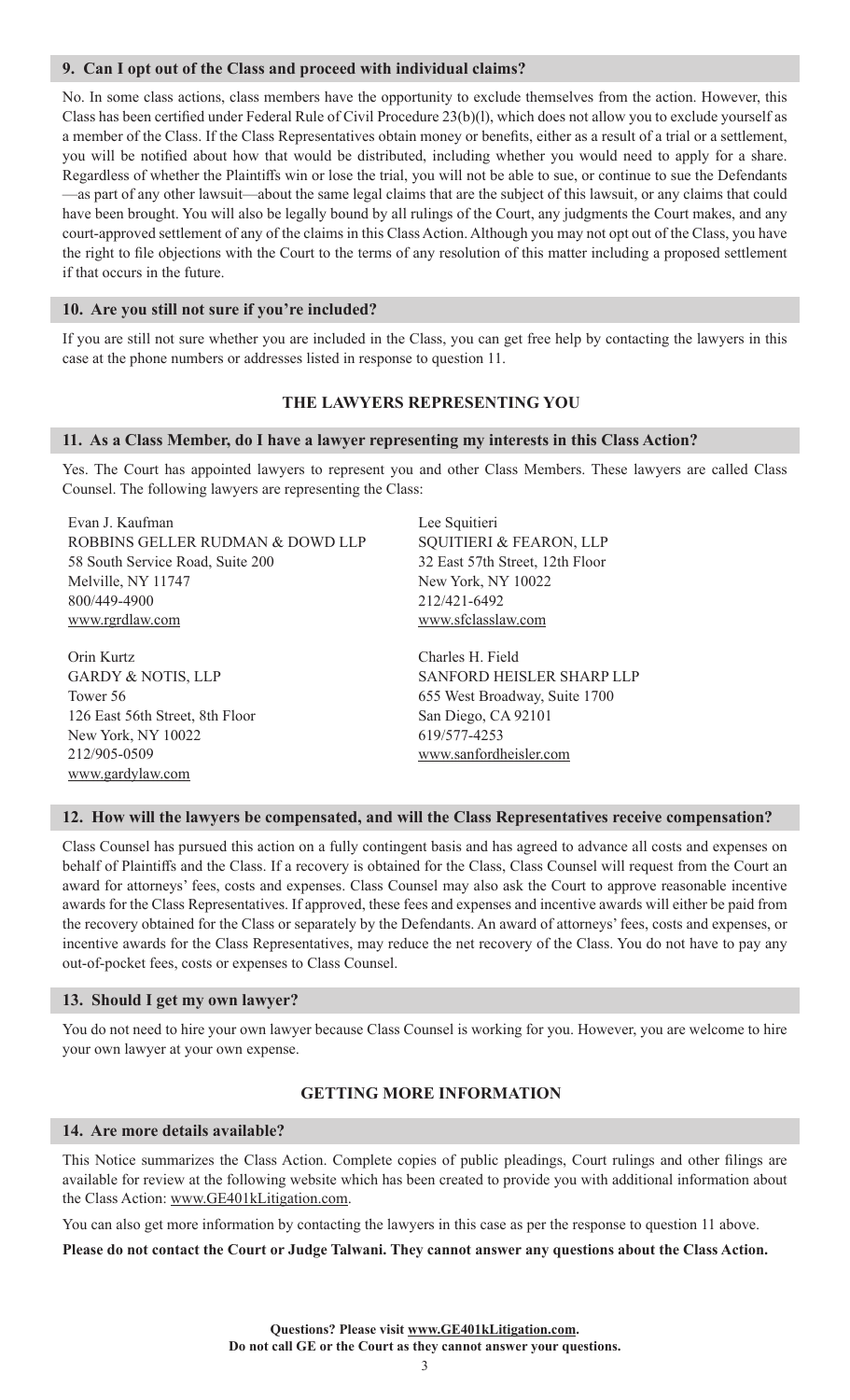### 9. Can I opt out of the Class and proceed with individual claims?

No. In some class actions, class members have the opportunity to exclude themselves from the action. However, this Class has been certified under Federal Rule of Civil Procedure 23(b)(l), which does not allow you to exclude yourself as a member of the Class. If the Class Representatives obtain money or benefits, either as a result of a trial or a settlement, you will be notified about how that would be distributed, including whether you would need to apply for a share. Regardless of whether the Plaintiffs win or lose the trial, you will not be able to sue, or continue to sue the Defendants—as part of any other lawsuit—about the same legal claims that are the subject of this lawsuit, or any claims that could have been brought. You will also be legally bound by all rulings of the Court, any judgments the Court makes, and any court-approved settlement of any of the claims in this Class Action. Although you may not opt out of the Class, you have the right to file objections with the Court to the terms of any resolution of this matter including a proposed settlement if that occurs in the future.

### 10. Are you still not sure if you're included?

If you are still not sure whether you are included in the Class, you can get free help by contacting the lawyers in this case at the phone numbers or addresses listed in response to question 11.

## THE LAWYERS REPRESENTING YOU

### 11. As a Class Member, do I have a lawyer representing my interests in this Class Action?

Yes. The Court has appointed lawyers to represent you and other Class Members. These lawyers are called Class Counsel. The following lawyers are representing the Class:

Evan J. Kaufman
ROBBINS GELLER RUDMAN & DOWD LLP
58 South Service Road, Suite 200
Melville, NY 11747
800/449-4900
www.rgrdlaw.com

Lee Squitieri
SQUITIERI & FEARON, LLP
32 East 57th Street, 12th Floor
New York, NY 10022
212/421-6492
www.sfclasslaw.com

Orin Kurtz
GARDY & NOTIS, LLP
Tower 56
126 East 56th Street, 8th Floor
New York, NY 10022
212/905-0509
www.gardylaw.com

Charles H. Field
SANFORD HEISLER SHARP LLP
655 West Broadway, Suite 1700
San Diego, CA 92101
619/577-4253
www.sanfordheisler.com

### 12. How will the lawyers be compensated, and will the Class Representatives receive compensation?

Class Counsel has pursued this action on a fully contingent basis and has agreed to advance all costs and expenses on behalf of Plaintiffs and the Class. If a recovery is obtained for the Class, Class Counsel will request from the Court an award for attorneys' fees, costs and expenses. Class Counsel may also ask the Court to approve reasonable incentive awards for the Class Representatives. If approved, these fees and expenses and incentive awards will either be paid from the recovery obtained for the Class or separately by the Defendants. An award of attorneys' fees, costs and expenses, or incentive awards for the Class Representatives, may reduce the net recovery of the Class. You do not have to pay any out-of-pocket fees, costs or expenses to Class Counsel.

### 13. Should I get my own lawyer?

You do not need to hire your own lawyer because Class Counsel is working for you. However, you are welcome to hire your own lawyer at your own expense.

## GETTING MORE INFORMATION

### 14. Are more details available?

This Notice summarizes the Class Action. Complete copies of public pleadings, Court rulings and other filings are available for review at the following website which has been created to provide you with additional information about the Class Action: www.GE401kLitigation.com.

You can also get more information by contacting the lawyers in this case as per the response to question 11 above.

**Please do not contact the Court or Judge Talwani. They cannot answer any questions about the Class Action.**

**Questions? Please visit www.GE401kLitigation.com.**
**Do not call GE or the Court as they cannot answer your questions.**